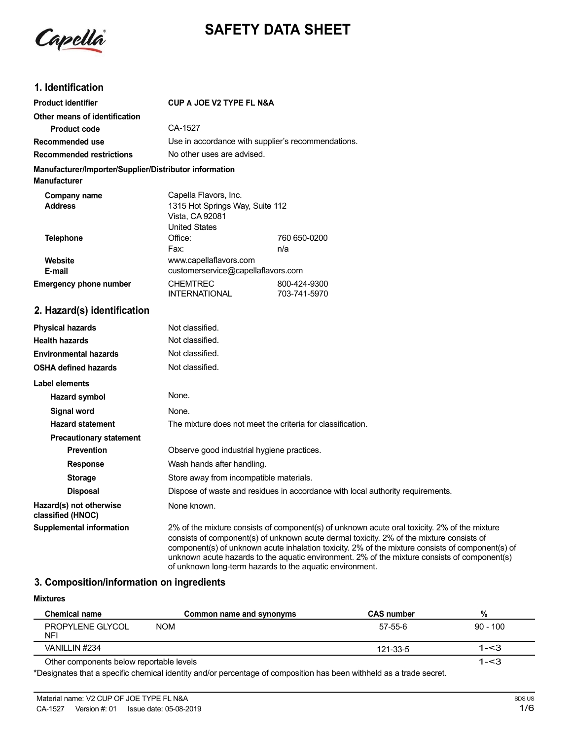# SAFETY DATA SHEET

## 1. Identification

| | | |
|---|---|---|
| **Product identifier** | **CUP A JOE V2 TYPE FL N&A** | |
| **Other means of identification** | | |
| **Product code** | CA-1527 | |
| **Recommended use** | Use in accordance with supplier's recommendations. | |
| **Recommended restrictions** | No other uses are advised. | |

**Manufacturer/Importer/Supplier/Distributor information**

**Manufacturer**

| | | |
|---|---|---|
| **Company name** | Capella Flavors, Inc. | |
| **Address** | 1315 Hot Springs Way, Suite 112<br>Vista, CA 92081<br>United States | |
| **Telephone** | Office: | 760 650-0200 |
| | Fax: | n/a |
| **Website** | www.capellaflavors.com | |
| **E-mail** | customerservice@capellaflavors.com | |
| **Emergency phone number** | CHEMTREC | 800-424-9300 |
| | INTERNATIONAL | 703-741-5970 |

## 2. Hazard(s) identification

| | |
|---|---|
| **Physical hazards** | Not classified. |
| **Health hazards** | Not classified. |
| **Environmental hazards** | Not classified. |
| **OSHA defined hazards** | Not classified. |

**Label elements**

| | |
|---|---|
| **Hazard symbol** | None. |
| **Signal word** | None. |
| **Hazard statement** | The mixture does not meet the criteria for classification. |
| **Precautionary statement** | |
| **Prevention** | Observe good industrial hygiene practices. |
| **Response** | Wash hands after handling. |
| **Storage** | Store away from incompatible materials. |
| **Disposal** | Dispose of waste and residues in accordance with local authority requirements. |
| **Hazard(s) not otherwise classified (HNOC)** | None known. |
| **Supplemental information** | 2% of the mixture consists of component(s) of unknown acute oral toxicity. 2% of the mixture consists of component(s) of unknown acute dermal toxicity. 2% of the mixture consists of component(s) of unknown acute inhalation toxicity. 2% of the mixture consists of component(s) of unknown acute hazards to the aquatic environment. 2% of the mixture consists of component(s) of unknown long-term hazards to the aquatic environment. |

## 3. Composition/information on ingredients

**Mixtures**

| Chemical name | Common name and synonyms | CAS number | % |
|---|---|---|---|
| PROPYLENE GLYCOL NFI | NOM | 57-55-6 | 90 - 100 |
| VANILLIN #234 | | 121-33-5 | 1-<3 |
| Other components below reportable levels | | | 1-<3 |

*Designates that a specific chemical identity and/or percentage of composition has been withheld as a trade secret.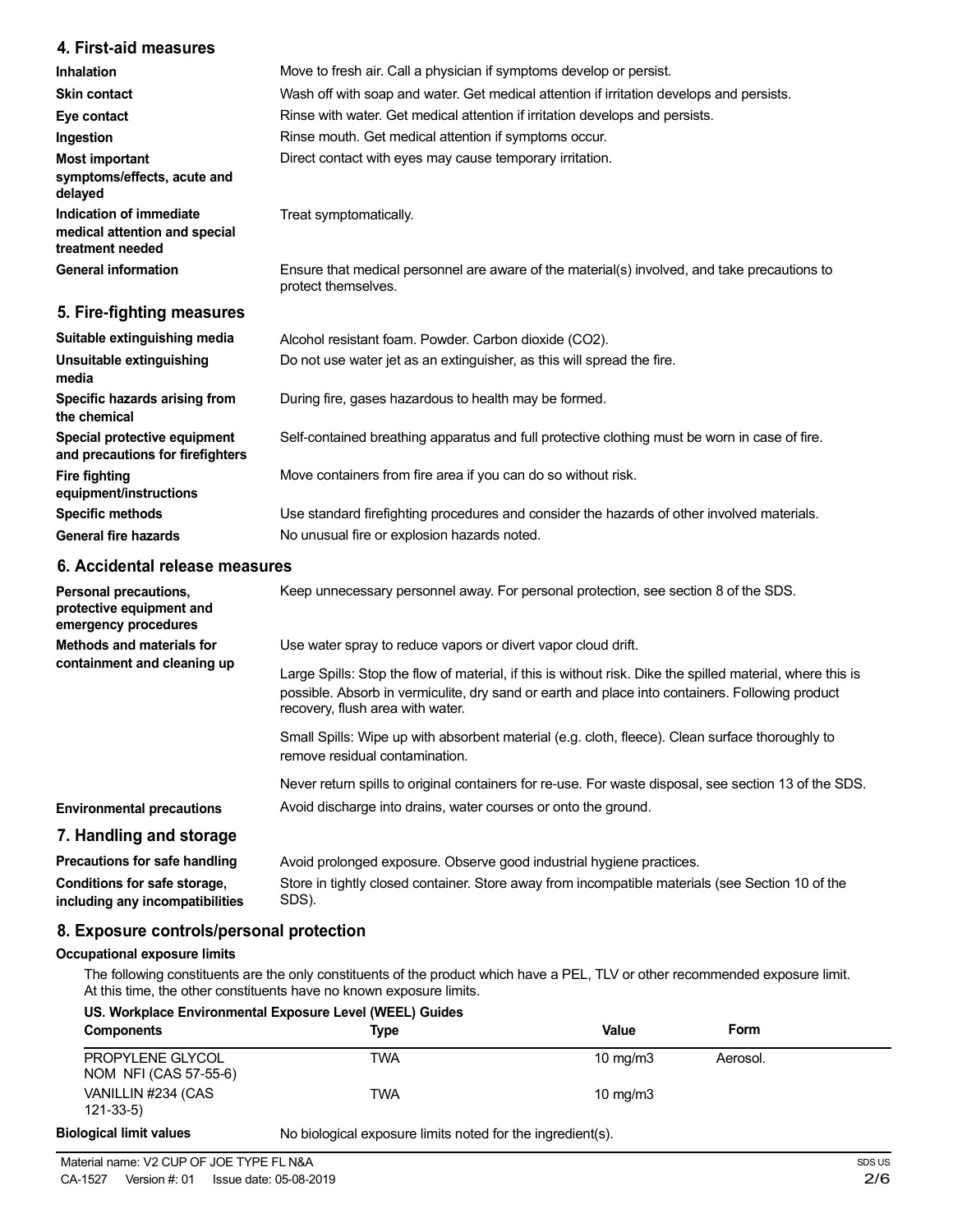## 4. First-aid measures

| | |
|---|---|
| **Inhalation** | Move to fresh air. Call a physician if symptoms develop or persist. |
| **Skin contact** | Wash off with soap and water. Get medical attention if irritation develops and persists. |
| **Eye contact** | Rinse with water. Get medical attention if irritation develops and persists. |
| **Ingestion** | Rinse mouth. Get medical attention if symptoms occur. |
| **Most important symptoms/effects, acute and delayed** | Direct contact with eyes may cause temporary irritation. |
| **Indication of immediate medical attention and special treatment needed** | Treat symptomatically. |
| **General information** | Ensure that medical personnel are aware of the material(s) involved, and take precautions to protect themselves. |

## 5. Fire-fighting measures

| | |
|---|---|
| **Suitable extinguishing media** | Alcohol resistant foam. Powder. Carbon dioxide ($CO_2$). |
| **Unsuitable extinguishing media** | Do not use water jet as an extinguisher, as this will spread the fire. |
| **Specific hazards arising from the chemical** | During fire, gases hazardous to health may be formed. |
| **Special protective equipment and precautions for firefighters** | Self-contained breathing apparatus and full protective clothing must be worn in case of fire. |
| **Fire fighting equipment/instructions** | Move containers from fire area if you can do so without risk. |
| **Specific methods** | Use standard firefighting procedures and consider the hazards of other involved materials. |
| **General fire hazards** | No unusual fire or explosion hazards noted. |

## 6. Accidental release measures

**Personal precautions, protective equipment and emergency procedures**
Keep unnecessary personnel away. For personal protection, see section 8 of the SDS.

**Methods and materials for containment and cleaning up**
Use water spray to reduce vapors or divert vapor cloud drift.

Large Spills: Stop the flow of material, if this is without risk. Dike the spilled material, where this is possible. Absorb in vermiculite, dry sand or earth and place into containers. Following product recovery, flush area with water.

Small Spills: Wipe up with absorbent material (e.g. cloth, fleece). Clean surface thoroughly to remove residual contamination.

Never return spills to original containers for re-use. For waste disposal, see section 13 of the SDS.

**Environmental precautions**
Avoid discharge into drains, water courses or onto the ground.

## 7. Handling and storage

| | |
|---|---|
| **Precautions for safe handling** | Avoid prolonged exposure. Observe good industrial hygiene practices. |
| **Conditions for safe storage, including any incompatibilities** | Store in tightly closed container. Store away from incompatible materials (see Section 10 of the SDS). |

## 8. Exposure controls/personal protection

### Occupational exposure limits

The following constituents are the only constituents of the product which have a PEL, TLV or other recommended exposure limit. At this time, the other constituents have no known exposure limits.

**US. Workplace Environmental Exposure Level (WEEL) Guides**

| Components | Type | Value | Form |
|---|---|---|---|
| PROPYLENE GLYCOL NOM NFI (CAS 57-55-6) | TWA | 10 mg/m3 | Aerosol. |
| VANILLIN #234 (CAS 121-33-5) | TWA | 10 mg/m3 | |

**Biological limit values**
No biological exposure limits noted for the ingredient(s).

Material name: V2 CUP OF JOE TYPE FL N&A
CA-1527 Version #: 01 Issue date: 05-08-2019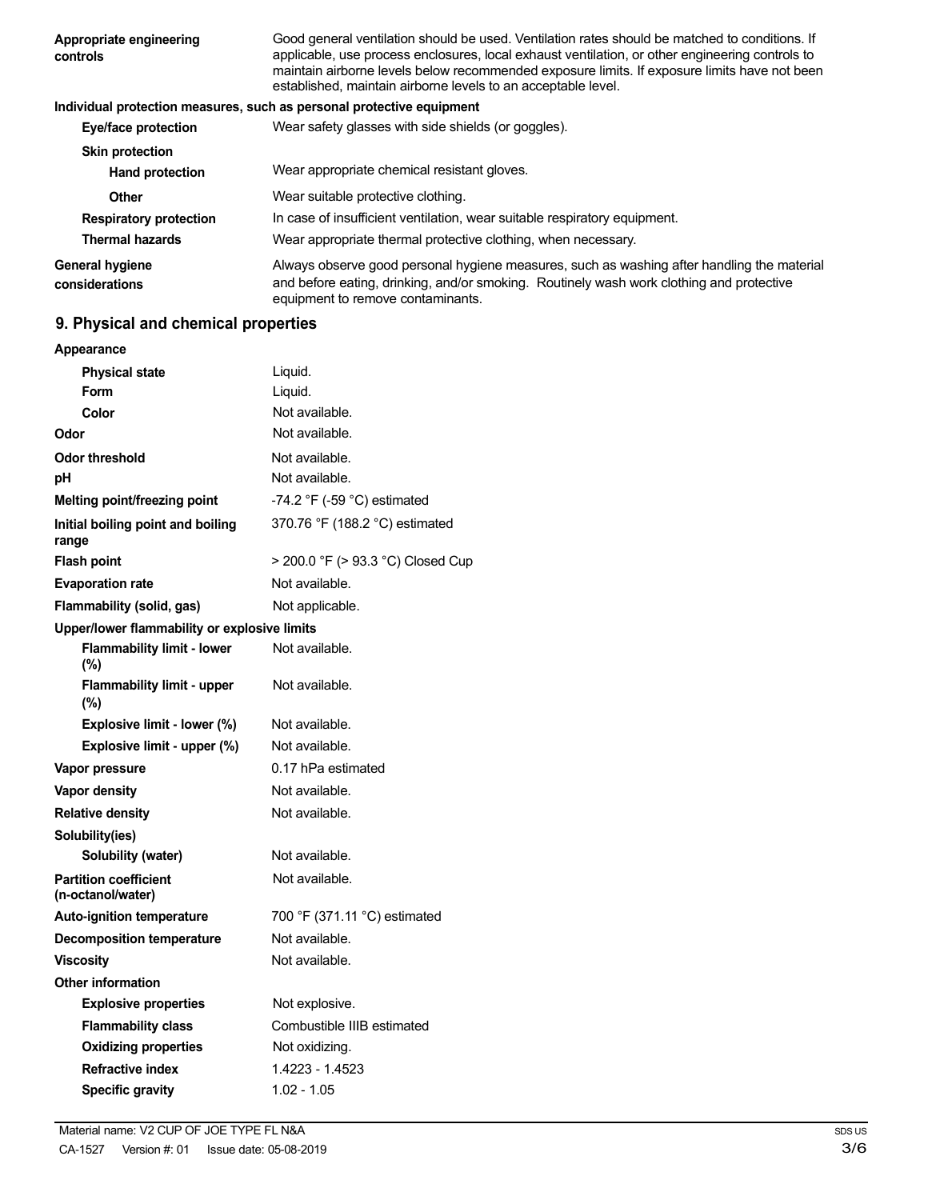| | |
|---|---|
| **Appropriate engineering controls** | Good general ventilation should be used. Ventilation rates should be matched to conditions. If applicable, use process enclosures, local exhaust ventilation, or other engineering controls to maintain airborne levels below recommended exposure limits. If exposure limits have not been established, maintain airborne levels to an acceptable level. |

**Individual protection measures, such as personal protective equipment**

| | |
|---|---|
| **Eye/face protection** | Wear safety glasses with side shields (or goggles). |
| **Skin protection** | |
| **Hand protection** | Wear appropriate chemical resistant gloves. |
| **Other** | Wear suitable protective clothing. |
| **Respiratory protection** | In case of insufficient ventilation, wear suitable respiratory equipment. |
| **Thermal hazards** | Wear appropriate thermal protective clothing, when necessary. |
| **General hygiene considerations** | Always observe good personal hygiene measures, such as washing after handling the material and before eating, drinking, and/or smoking. Routinely wash work clothing and protective equipment to remove contaminants. |

## 9. Physical and chemical properties

| | |
|---|---|
| **Appearance** | |
| **Physical state** | Liquid. |
| **Form** | Liquid. |
| **Color** | Not available. |
| **Odor** | Not available. |
| **Odor threshold** | Not available. |
| **pH** | Not available. |
| **Melting point/freezing point** | -74.2 °F (-59 °C) estimated |
| **Initial boiling point and boiling range** | 370.76 °F (188.2 °C) estimated |
| **Flash point** | > 200.0 °F (> 93.3 °C) Closed Cup |
| **Evaporation rate** | Not available. |
| **Flammability (solid, gas)** | Not applicable. |
| **Upper/lower flammability or explosive limits** | |
| **Flammability limit - lower (%)** | Not available. |
| **Flammability limit - upper (%)** | Not available. |
| **Explosive limit - lower (%)** | Not available. |
| **Explosive limit - upper (%)** | Not available. |
| **Vapor pressure** | 0.17 hPa estimated |
| **Vapor density** | Not available. |
| **Relative density** | Not available. |
| **Solubility(ies)** | |
| **Solubility (water)** | Not available. |
| **Partition coefficient (n-octanol/water)** | Not available. |
| **Auto-ignition temperature** | 700 °F (371.11 °C) estimated |
| **Decomposition temperature** | Not available. |
| **Viscosity** | Not available. |
| **Other information** | |
| **Explosive properties** | Not explosive. |
| **Flammability class** | Combustible IIIB estimated |
| **Oxidizing properties** | Not oxidizing. |
| **Refractive index** | 1.4223 - 1.4523 |
| **Specific gravity** | 1.02 - 1.05 |

Material name: V2 CUP OF JOE TYPE FL N&A

CA-1527 Version #: 01 Issue date: 05-08-2019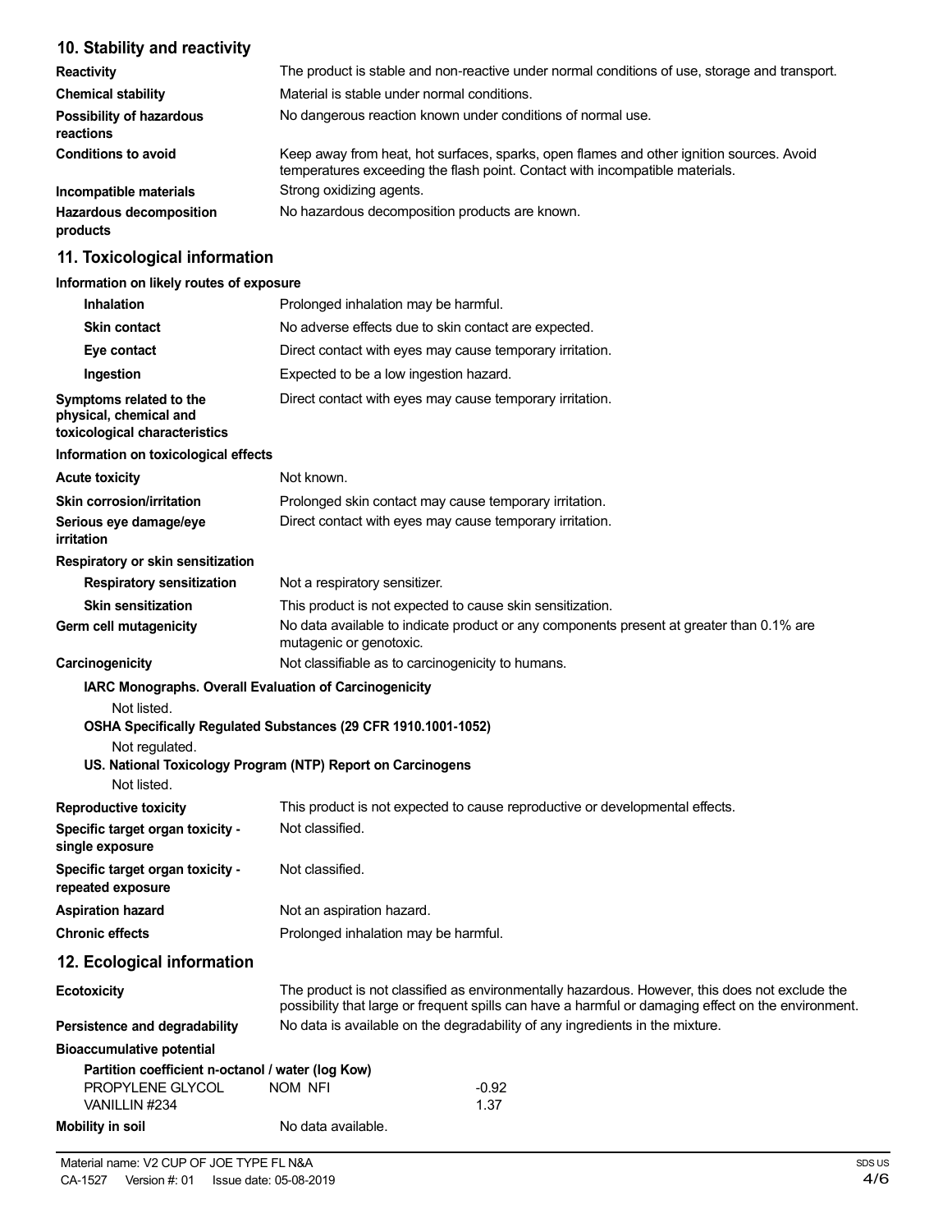## 10. Stability and reactivity

| | |
|---|---|
| **Reactivity** | The product is stable and non-reactive under normal conditions of use, storage and transport. |
| **Chemical stability** | Material is stable under normal conditions. |
| **Possibility of hazardous reactions** | No dangerous reaction known under conditions of normal use. |
| **Conditions to avoid** | Keep away from heat, hot surfaces, sparks, open flames and other ignition sources. Avoid temperatures exceeding the flash point. Contact with incompatible materials. |
| **Incompatible materials** | Strong oxidizing agents. |
| **Hazardous decomposition products** | No hazardous decomposition products are known. |

## 11. Toxicological information

**Information on likely routes of exposure**

| | |
|---|---|
| **Inhalation** | Prolonged inhalation may be harmful. |
| **Skin contact** | No adverse effects due to skin contact are expected. |
| **Eye contact** | Direct contact with eyes may cause temporary irritation. |
| **Ingestion** | Expected to be a low ingestion hazard. |
| **Symptoms related to the physical, chemical and toxicological characteristics** | Direct contact with eyes may cause temporary irritation. |

**Information on toxicological effects**

| | |
|---|---|
| **Acute toxicity** | Not known. |
| **Skin corrosion/irritation** | Prolonged skin contact may cause temporary irritation. |
| **Serious eye damage/eye irritation** | Direct contact with eyes may cause temporary irritation. |

**Respiratory or skin sensitization**

| | |
|---|---|
| **Respiratory sensitization** | Not a respiratory sensitizer. |
| **Skin sensitization** | This product is not expected to cause skin sensitization. |
| **Germ cell mutagenicity** | No data available to indicate product or any components present at greater than 0.1% are mutagenic or genotoxic. |
| **Carcinogenicity** | Not classifiable as to carcinogenicity to humans. |

**IARC Monographs. Overall Evaluation of Carcinogenicity**

Not listed.

**OSHA Specifically Regulated Substances (29 CFR 1910.1001-1052)**

Not regulated.

**US. National Toxicology Program (NTP) Report on Carcinogens**

Not listed.

| | |
|---|---|
| **Reproductive toxicity** | This product is not expected to cause reproductive or developmental effects. |
| **Specific target organ toxicity - single exposure** | Not classified. |
| **Specific target organ toxicity - repeated exposure** | Not classified. |
| **Aspiration hazard** | Not an aspiration hazard. |
| **Chronic effects** | Prolonged inhalation may be harmful. |

## 12. Ecological information

| | |
|---|---|
| **Ecotoxicity** | The product is not classified as environmentally hazardous. However, this does not exclude the possibility that large or frequent spills can have a harmful or damaging effect on the environment. |
| **Persistence and degradability** | No data is available on the degradability of any ingredients in the mixture. |

**Bioaccumulative potential**

**Partition coefficient n-octanol / water (log Kow)**

| | | |
|---|---|---|
| PROPYLENE GLYCOL | NOM NFI | -0.92 |
| VANILLIN #234 | | 1.37 |

| | |
|---|---|
| **Mobility in soil** | No data available. |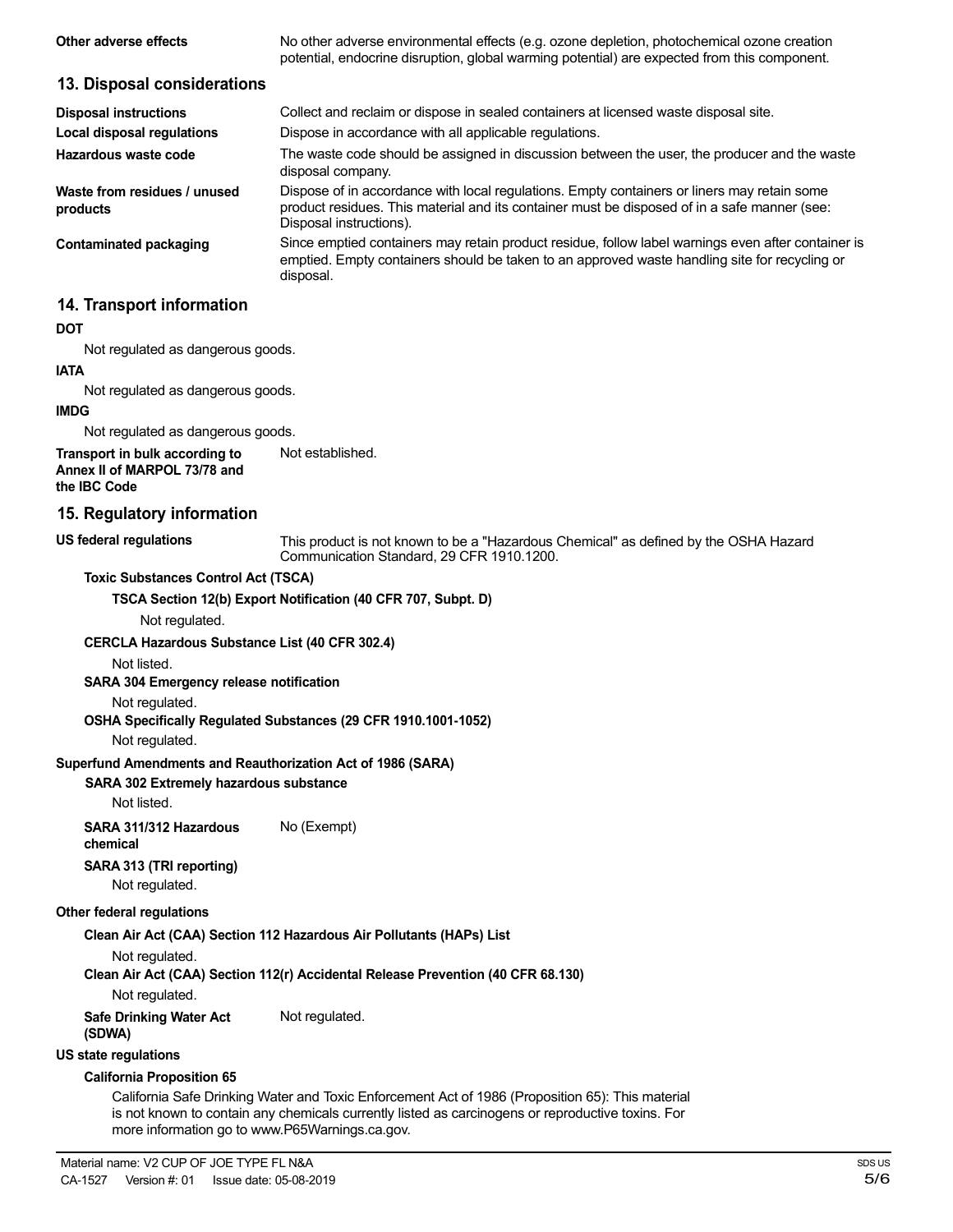**Other adverse effects** No other adverse environmental effects (e.g. ozone depletion, photochemical ozone creation potential, endocrine disruption, global warming potential) are expected from this component.

## 13. Disposal considerations

**Disposal instructions** Collect and reclaim or dispose in sealed containers at licensed waste disposal site.

**Local disposal regulations** Dispose in accordance with all applicable regulations.

**Hazardous waste code** The waste code should be assigned in discussion between the user, the producer and the waste disposal company.

**Waste from residues / unused products** Dispose of in accordance with local regulations. Empty containers or liners may retain some product residues. This material and its container must be disposed of in a safe manner (see: Disposal instructions).

**Contaminated packaging** Since emptied containers may retain product residue, follow label warnings even after container is emptied. Empty containers should be taken to an approved waste handling site for recycling or disposal.

## 14. Transport information

**DOT**

Not regulated as dangerous goods.

**IATA**

Not regulated as dangerous goods.

**IMDG**

Not regulated as dangerous goods.

**Transport in bulk according to Annex II of MARPOL 73/78 and the IBC Code** Not established.

## 15. Regulatory information

**US federal regulations** This product is not known to be a "Hazardous Chemical" as defined by the OSHA Hazard Communication Standard, 29 CFR 1910.1200.

**Toxic Substances Control Act (TSCA)**

**TSCA Section 12(b) Export Notification (40 CFR 707, Subpt. D)**

Not regulated.

**CERCLA Hazardous Substance List (40 CFR 302.4)**

Not listed.

**SARA 304 Emergency release notification**

Not regulated.

**OSHA Specifically Regulated Substances (29 CFR 1910.1001-1052)**

Not regulated.

**Superfund Amendments and Reauthorization Act of 1986 (SARA)**

**SARA 302 Extremely hazardous substance**

Not listed.

**SARA 311/312 Hazardous chemical** No (Exempt)

**SARA 313 (TRI reporting)**

Not regulated.

**Other federal regulations**

**Clean Air Act (CAA) Section 112 Hazardous Air Pollutants (HAPs) List**

Not regulated.

**Clean Air Act (CAA) Section 112(r) Accidental Release Prevention (40 CFR 68.130)**

Not regulated.

**Safe Drinking Water Act (SDWA)** Not regulated.

**US state regulations**

**California Proposition 65**

California Safe Drinking Water and Toxic Enforcement Act of 1986 (Proposition 65): This material is not known to contain any chemicals currently listed as carcinogens or reproductive toxins. For more information go to www.P65Warnings.ca.gov.

Material name: V2 CUP OF JOE TYPE FL N&A

CA-1527 Version #: 01 Issue date: 05-08-2019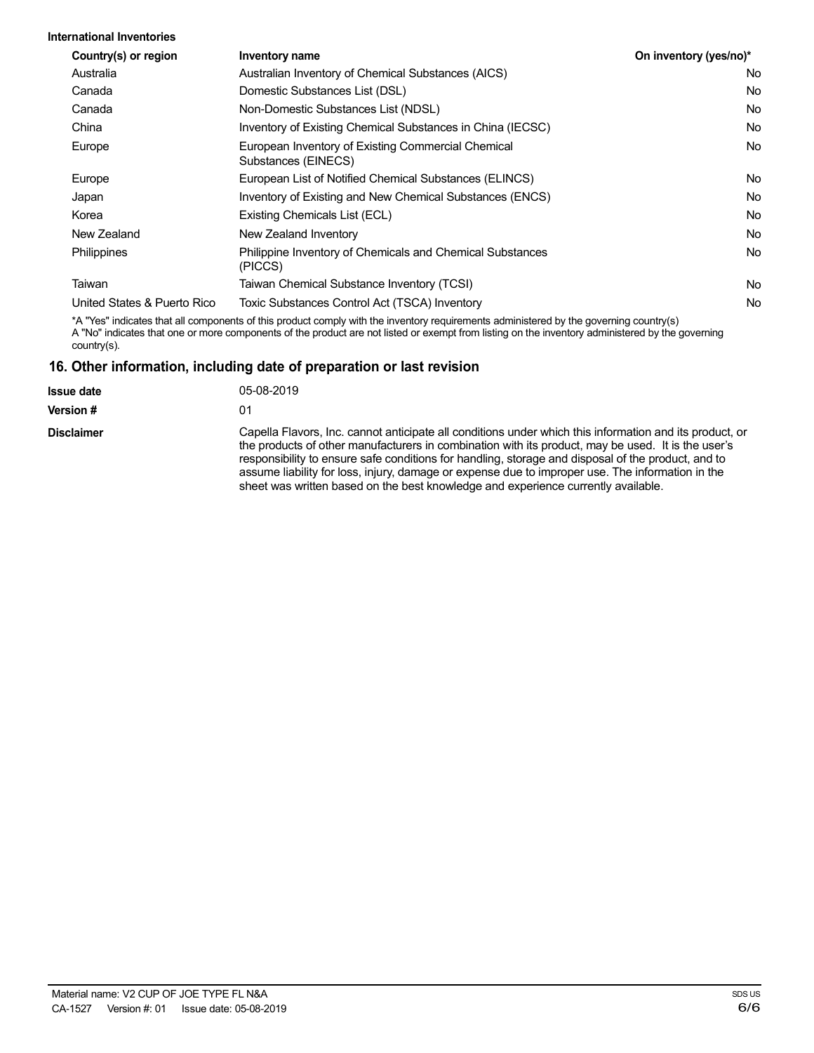**International Inventories**

| Country(s) or region | Inventory name | On inventory (yes/no)* |
|---|---|---|
| Australia | Australian Inventory of Chemical Substances (AICS) | No |
| Canada | Domestic Substances List (DSL) | No |
| Canada | Non-Domestic Substances List (NDSL) | No |
| China | Inventory of Existing Chemical Substances in China (IECSC) | No |
| Europe | European Inventory of Existing Commercial Chemical Substances (EINECS) | No |
| Europe | European List of Notified Chemical Substances (ELINCS) | No |
| Japan | Inventory of Existing and New Chemical Substances (ENCS) | No |
| Korea | Existing Chemicals List (ECL) | No |
| New Zealand | New Zealand Inventory | No |
| Philippines | Philippine Inventory of Chemicals and Chemical Substances (PICCS) | No |
| Taiwan | Taiwan Chemical Substance Inventory (TCSI) | No |
| United States & Puerto Rico | Toxic Substances Control Act (TSCA) Inventory | No |

*A "Yes" indicates that all components of this product comply with the inventory requirements administered by the governing country(s)
A "No" indicates that one or more components of the product are not listed or exempt from listing on the inventory administered by the governing country(s).

## 16. Other information, including date of preparation or last revision

**Issue date** 05-08-2019

**Version #** 01

**Disclaimer** Capella Flavors, Inc. cannot anticipate all conditions under which this information and its product, or the products of other manufacturers in combination with its product, may be used. It is the user's responsibility to ensure safe conditions for handling, storage and disposal of the product, and to assume liability for loss, injury, damage or expense due to improper use. The information in the sheet was written based on the best knowledge and experience currently available.